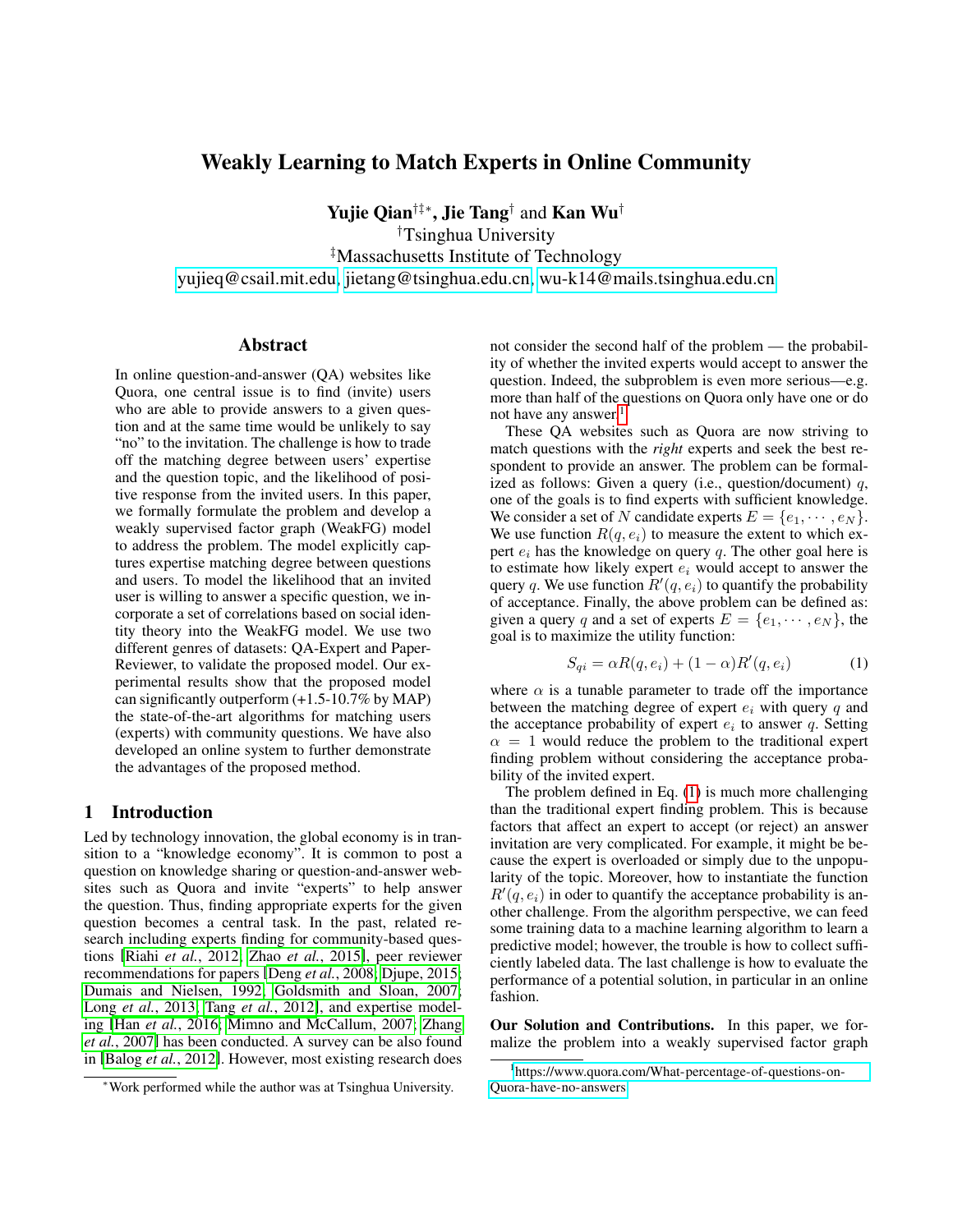# Weakly Learning to Match Experts in Online Community

**Yujie Qian**[†‡*], **Jie Tang**[†] and **Kan Wu**[†]

[†]Tsinghua University

[‡]Massachusetts Institute of Technology

yujieq@csail.mit.edu, jietang@tsinghua.edu.cn, wu-k14@mails.tsinghua.edu.cn

## Abstract

In online question-and-answer (QA) websites like Quora, one central issue is to find (invite) users who are able to provide answers to a given question and at the same time would be unlikely to say "no" to the invitation. The challenge is how to trade off the matching degree between users' expertise and the question topic, and the likelihood of positive response from the invited users. In this paper, we formally formulate the problem and develop a weakly supervised factor graph (WeakFG) model to address the problem. The model explicitly captures expertise matching degree between questions and users. To model the likelihood that an invited user is willing to answer a specific question, we incorporate a set of correlations based on social identity theory into the WeakFG model. We use two different genres of datasets: QA-Expert and Paper-Reviewer, to validate the proposed model. Our experimental results show that the proposed model can significantly outperform (+1.5-10.7% by MAP) the state-of-the-art algorithms for matching users (experts) with community questions. We have also developed an online system to further demonstrate the advantages of the proposed method.

## 1 Introduction

Led by technology innovation, the global economy is in transition to a "knowledge economy". It is common to post a question on knowledge sharing or question-and-answer websites such as Quora and invite "experts" to help answer the question. Thus, finding appropriate experts for the given question becomes a central task. In the past, related research including experts finding for community-based questions [Riahi *et al.*, 2012; Zhao *et al.*, 2015], peer reviewer recommendations for papers [Deng *et al.*, 2008; Djupe, 2015; Dumais and Nielsen, 1992; Goldsmith and Sloan, 2007; Long *et al.*, 2013; Tang *et al.*, 2012], and expertise modeling [Han *et al.*, 2016; Mimno and McCallum, 2007; Zhang *et al.*, 2007] has been conducted. A survey can be also found in [Balog *et al.*, 2012]. However, most existing research does not consider the second half of the problem — the probability of whether the invited experts would accept to answer the question. Indeed, the subproblem is even more serious—e.g. more than half of the questions on Quora only have one or do not have any answer[1].

These QA websites such as Quora are now striving to match questions with the *right* experts and seek the best respondent to provide an answer. The problem can be formalized as follows: Given a query (i.e., question/document) $q$, one of the goals is to find experts with sufficient knowledge. We consider a set of $N$ candidate experts $E = \{e_1, \cdots, e_N\}$. We use function $R(q, e_i)$ to measure the extent to which expert $e_i$ has the knowledge on query $q$. The other goal here is to estimate how likely expert $e_i$ would accept to answer the query $q$. We use function $R'(q, e_i)$ to quantify the probability of acceptance. Finally, the above problem can be defined as: given a query $q$ and a set of experts $E = \{e_1, \cdots, e_N\}$, the goal is to maximize the utility function:

$$S_{qi} = \alpha R(q, e_i) + (1 - \alpha) R'(q, e_i) \tag{1}$$

where $\alpha$ is a tunable parameter to trade off the importance between the matching degree of expert $e_i$ with query $q$ and the acceptance probability of expert $e_i$ to answer $q$. Setting $\alpha = 1$ would reduce the problem to the traditional expert finding problem without considering the acceptance probability of the invited expert.

The problem defined in Eq. (1) is much more challenging than the traditional expert finding problem. This is because factors that affect an expert to accept (or reject) an answer invitation are very complicated. For example, it might be because the expert is overloaded or simply due to the unpopularity of the topic. Moreover, how to instantiate the function $R'(q, e_i)$ in oder to quantify the acceptance probability is another challenge. From the algorithm perspective, we can feed some training data to a machine learning algorithm to learn a predictive model; however, the trouble is how to collect sufficiently labeled data. The last challenge is how to evaluate the performance of a potential solution, in particular in an online fashion.

**Our Solution and Contributions.** In this paper, we formalize the problem into a weakly supervised factor graph

*Work performed while the author was at Tsinghua University.

[1]https://www.quora.com/What-percentage-of-questions-on-Quora-have-no-answers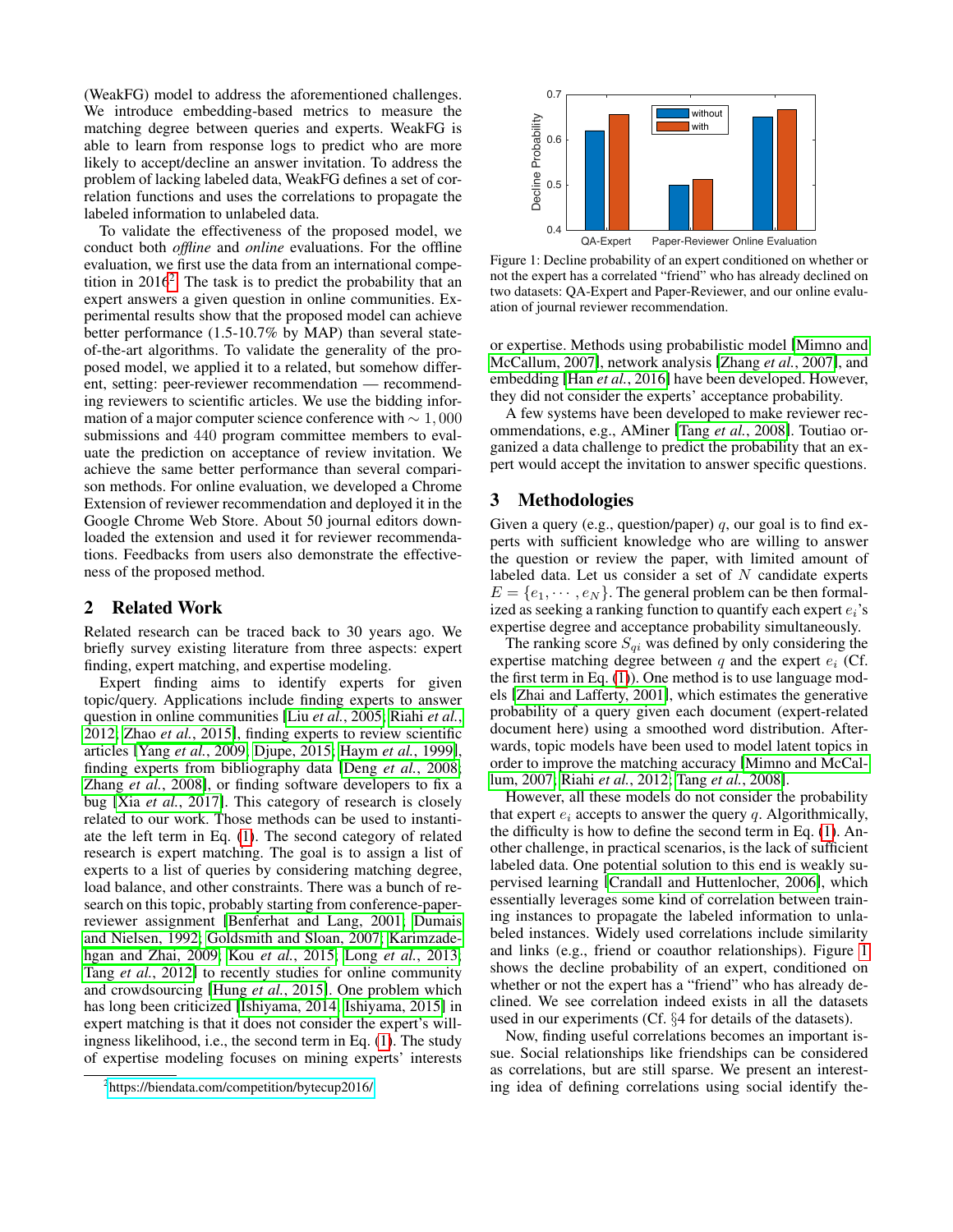(WeakFG) model to address the aforementioned challenges. We introduce embedding-based metrics to measure the matching degree between queries and experts. WeakFG is able to learn from response logs to predict who are more likely to accept/decline an answer invitation. To address the problem of lacking labeled data, WeakFG defines a set of correlation functions and uses the correlations to propagate the labeled information to unlabeled data.

To validate the effectiveness of the proposed model, we conduct both *offline* and *online* evaluations. For the offline evaluation, we first use the data from an international competition in 2016[2]. The task is to predict the probability that an expert answers a given question in online communities. Experimental results show that the proposed model can achieve better performance (1.5-10.7% by MAP) than several state-of-the-art algorithms. To validate the generality of the proposed model, we applied it to a related, but somehow different, setting: peer-reviewer recommendation — recommending reviewers to scientific articles. We use the bidding information of a major computer science conference with $\sim 1,000$ submissions and 440 program committee members to evaluate the prediction on acceptance of review invitation. We achieve the same better performance than several comparison methods. For online evaluation, we developed a Chrome Extension of reviewer recommendation and deployed it in the Google Chrome Web Store. About 50 journal editors downloaded the extension and used it for reviewer recommendations. Feedbacks from users also demonstrate the effectiveness of the proposed method.

## 2 Related Work

Related research can be traced back to 30 years ago. We briefly survey existing literature from three aspects: expert finding, expert matching, and expertise modeling.

Expert finding aims to identify experts for given topic/query. Applications include finding experts to answer question in online communities [Liu *et al.*, 2005; Riahi *et al.*, 2012; Zhao *et al.*, 2015], finding experts to review scientific articles [Yang *et al.*, 2009; Djupe, 2015; Haym *et al.*, 1999], finding experts from bibliography data [Deng *et al.*, 2008; Zhang *et al.*, 2008], or finding software developers to fix a bug [Xia *et al.*, 2017]. This category of research is closely related to our work. Those methods can be used to instantiate the left term in Eq. (1). The second category of related research is expert matching. The goal is to assign a list of experts to a list of queries by considering matching degree, load balance, and other constraints. There was a bunch of research on this topic, probably starting from conference-paper-reviewer assignment [Benferhat and Lang, 2001; Dumais and Nielsen, 1992; Goldsmith and Sloan, 2007; Karimzadehgan and Zhai, 2009; Kou *et al.*, 2015; Long *et al.*, 2013; Tang *et al.*, 2012] to recently studies for online community and crowdsourcing [Hung *et al.*, 2015]. One problem which has long been criticized [Ishiyama, 2014; Ishiyama, 2015] in expert matching is that it does not consider the expert's willingness likelihood, i.e., the second term in Eq. (1). The study of expertise modeling focuses on mining experts' interests or expertise. Methods using probabilistic model [Mimno and McCallum, 2007], network analysis [Zhang *et al.*, 2007], and embedding [Han *et al.*, 2016] have been developed. However, they did not consider the experts' acceptance probability.

A few systems have been developed to make reviewer recommendations, e.g., AMiner [Tang *et al.*, 2008]. Toutiao organized a data challenge to predict the probability that an expert would accept the invitation to answer specific questions.

[2] https://biendata.com/competition/bytecup2016/

Figure 1: Decline probability of an expert conditioned on whether or not the expert has a correlated "friend" who has already declined on two datasets: QA-Expert and Paper-Reviewer, and our online evaluation of journal reviewer recommendation.

## 3 Methodologies

Given a query (e.g., question/paper) $q$, our goal is to find experts with sufficient knowledge who are willing to answer the question or review the paper, with limited amount of labeled data. Let us consider a set of $N$ candidate experts $E = \{e_1, \cdots, e_N\}$. The general problem can be then formalized as seeking a ranking function to quantify each expert $e_i$'s expertise degree and acceptance probability simultaneously.

The ranking score $S_{qi}$ was defined by only considering the expertise matching degree between $q$ and the expert $e_i$ (Cf. the first term in Eq. (1)). One method is to use language models [Zhai and Lafferty, 2001], which estimates the generative probability of a query given each document (expert-related document here) using a smoothed word distribution. Afterwards, topic models have been used to model latent topics in order to improve the matching accuracy [Mimno and McCallum, 2007; Riahi *et al.*, 2012; Tang *et al.*, 2008].

However, all these models do not consider the probability that expert $e_i$ accepts to answer the query $q$. Algorithmically, the difficulty is how to define the second term in Eq. (1). Another challenge, in practical scenarios, is the lack of sufficient labeled data. One potential solution to this end is weakly supervised learning [Crandall and Huttenlocher, 2006], which essentially leverages some kind of correlation between training instances to propagate the labeled information to unlabeled instances. Widely used correlations include similarity and links (e.g., friend or coauthor relationships). Figure 1 shows the decline probability of an expert, conditioned on whether or not the expert has a "friend" who has already declined. We see correlation indeed exists in all the datasets used in our experiments (Cf. §4 for details of the datasets).

Now, finding useful correlations becomes an important issue. Social relationships like friendships can be considered as correlations, but are still sparse. We present an interesting idea of defining correlations using social identify the-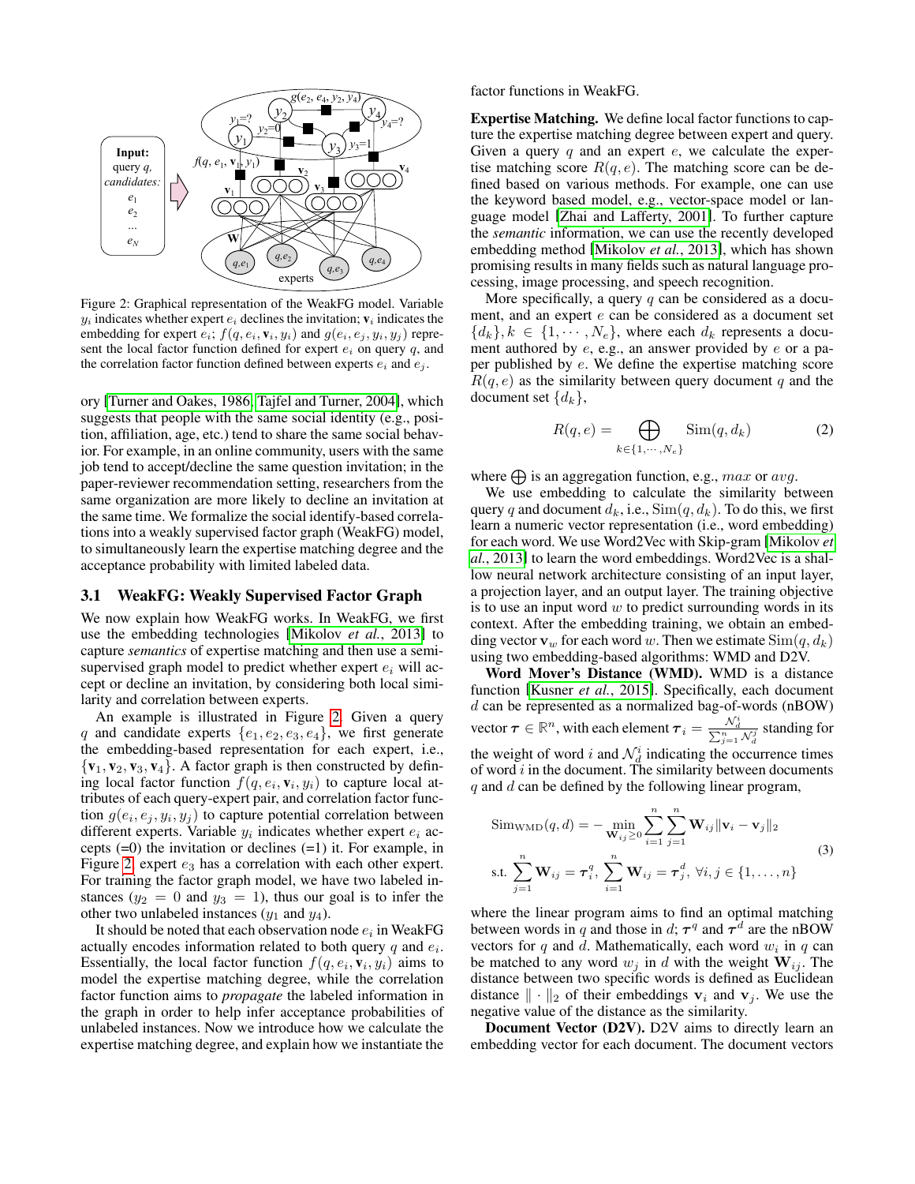Figure 2: Graphical representation of the WeakFG model. Variable $y_i$ indicates whether expert $e_i$ declines the invitation; $\mathbf{v}_i$ indicates the embedding for expert $e_i$; $f(q, e_i, \mathbf{v}_i, y_i)$ and $g(e_i, e_j, y_i, y_j)$ represent the local factor function defined for expert $e_i$ on query $q$, and the correlation factor function defined between experts $e_i$ and $e_j$.

ory [Turner and Oakes, 1986; Tajfel and Turner, 2004], which suggests that people with the same social identity (e.g., position, affiliation, age, etc.) tend to share the same social behavior. For example, in an online community, users with the same job tend to accept/decline the same question invitation; in the paper-reviewer recommendation setting, researchers from the same organization are more likely to decline an invitation at the same time. We formalize the social identify-based correlations into a weakly supervised factor graph (WeakFG) model, to simultaneously learn the expertise matching degree and the acceptance probability with limited labeled data.

### 3.1 WeakFG: Weakly Supervised Factor Graph

We now explain how WeakFG works. In WeakFG, we first use the embedding technologies [Mikolov *et al.*, 2013] to capture *semantics* of expertise matching and then use a semi-supervised graph model to predict whether expert $e_i$ will accept or decline an invitation, by considering both local similarity and correlation between experts.

An example is illustrated in Figure 2. Given a query $q$ and candidate experts $\{e_1, e_2, e_3, e_4\}$, we first generate the embedding-based representation for each expert, i.e., $\{\mathbf{v}_1, \mathbf{v}_2, \mathbf{v}_3, \mathbf{v}_4\}$. A factor graph is then constructed by defining local factor function $f(q, e_i, \mathbf{v}_i, y_i)$ to capture local attributes of each query-expert pair, and correlation factor function $g(e_i, e_j, y_i, y_j)$ to capture potential correlation between different experts. Variable $y_i$ indicates whether expert $e_i$ accepts (=0) the invitation or declines (=1) it. For example, in Figure 2, expert $e_3$ has a correlation with each other expert. For training the factor graph model, we have two labeled instances ($y_2 = 0$ and $y_3 = 1$), thus our goal is to infer the other two unlabeled instances ($y_1$ and $y_4$).

It should be noted that each observation node $e_i$ in WeakFG actually encodes information related to both query $q$ and $e_i$. Essentially, the local factor function $f(q, e_i, \mathbf{v}_i, y_i)$ aims to model the expertise matching degree, while the correlation factor function aims to *propagate* the labeled information in the graph in order to help infer acceptance probabilities of unlabeled instances. Now we introduce how we calculate the expertise matching degree, and explain how we instantiate the factor functions in WeakFG.

**Expertise Matching.** We define local factor functions to capture the expertise matching degree between expert and query. Given a query $q$ and an expert $e$, we calculate the expertise matching score $R(q, e)$. The matching score can be defined based on various methods. For example, one can use the keyword based model, e.g., vector-space model or language model [Zhai and Lafferty, 2001]. To further capture the *semantic* information, we can use the recently developed embedding method [Mikolov *et al.*, 2013], which has shown promising results in many fields such as natural language processing, image processing, and speech recognition.

More specifically, a query $q$ can be considered as a document, and an expert $e$ can be considered as a document set $\{d_k\}, k \in \{1, \cdots, N_e\}$, where each $d_k$ represents a document authored by $e$, e.g., an answer provided by $e$ or a paper published by $e$. We define the expertise matching score $R(q, e)$ as the similarity between query document $q$ and the document set $\{d_k\}$,

$$R(q, e) = \bigoplus_{k \in \{1, \cdots, N_e\}} \text{Sim}(q, d_k) \tag{2}$$

where $\bigoplus$ is an aggregation function, e.g., $max$ or $avg$.

We use embedding to calculate the similarity between query $q$ and document $d_k$, i.e., $\text{Sim}(q, d_k)$. To do this, we first learn a numeric vector representation (i.e., word embedding) for each word. We use Word2Vec with Skip-gram [Mikolov *et al.*, 2013] to learn the word embeddings. Word2Vec is a shallow neural network architecture consisting of an input layer, a projection layer, and an output layer. The training objective is to use an input word $w$ to predict surrounding words in its context. After the embedding training, we obtain an embedding vector $\mathbf{v}_w$ for each word $w$. Then we estimate $\text{Sim}(q, d_k)$ using two embedding-based algorithms: WMD and D2V.

**Word Mover's Distance (WMD).** WMD is a distance function [Kusner *et al.*, 2015]. Specifically, each document $d$ can be represented as a normalized bag-of-words (nBOW) vector $\boldsymbol{\tau} \in \mathbb{R}^n$, with each element $\boldsymbol{\tau}_i = \frac{\mathcal{N}_d^i}{\sum_{j=1}^n \mathcal{N}_d^j}$ standing for the weight of word $i$ and $\mathcal{N}_d^i$ indicating the occurrence times of word $i$ in the document. The similarity between documents $q$ and $d$ can be defined by the following linear program,

$$\begin{aligned}
&\text{Sim}_{\text{WMD}}(q, d) = -\min_{\mathbf{W}_{ij} \geq 0} \sum_{i=1}^n \sum_{j=1}^n \mathbf{W}_{ij} \|\mathbf{v}_i - \mathbf{v}_j\|_2 \\
&\text{s.t.} \sum_{j=1}^n \mathbf{W}_{ij} = \boldsymbol{\tau}_i^q, \sum_{i=1}^n \mathbf{W}_{ij} = \boldsymbol{\tau}_j^d, \forall i, j \in \{1, \ldots, n\}
\end{aligned} \tag{3}$$

where the linear program aims to find an optimal matching between words in $q$ and those in $d$; $\boldsymbol{\tau}^q$ and $\boldsymbol{\tau}^d$ are the nBOW vectors for $q$ and $d$. Mathematically, each word $w_i$ in $q$ can be matched to any word $w_j$ in $d$ with the weight $\mathbf{W}_{ij}$. The distance between two specific words is defined as Euclidean distance $\| \cdot \|_2$ of their embeddings $\mathbf{v}_i$ and $\mathbf{v}_j$. We use the negative value of the distance as the similarity.

**Document Vector (D2V).** D2V aims to directly learn an embedding vector for each document. The document vectors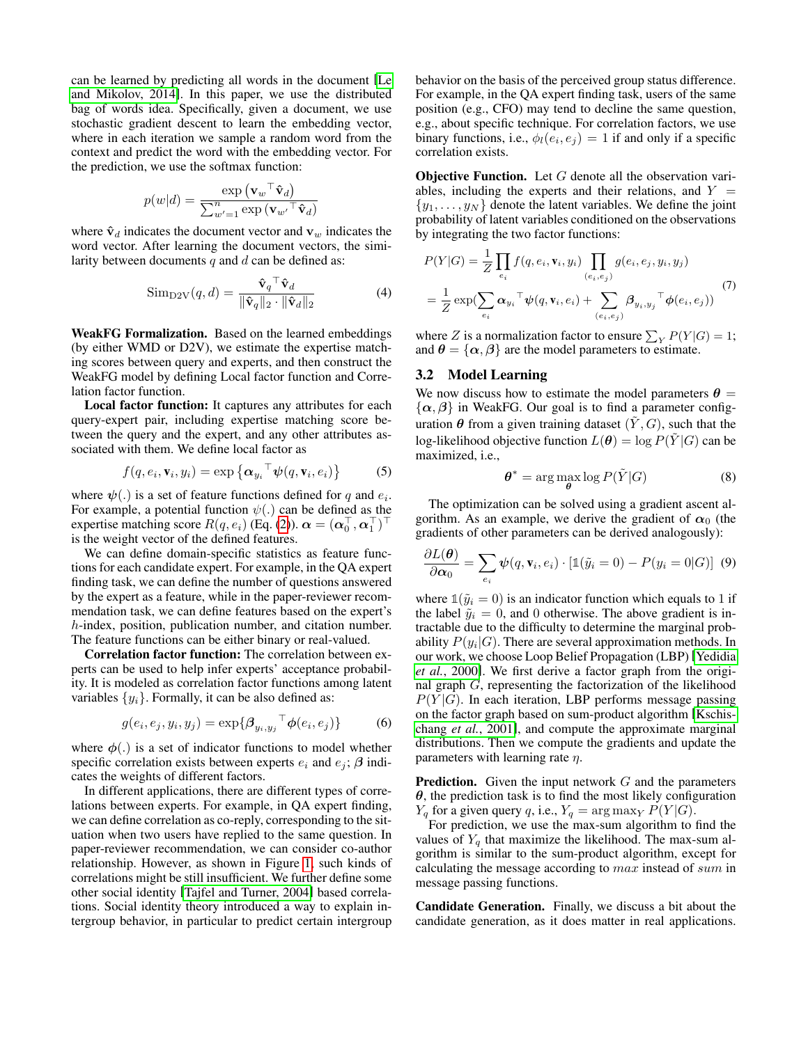can be learned by predicting all words in the document [Le and Mikolov, 2014]. In this paper, we use the distributed bag of words idea. Specifically, given a document, we use stochastic gradient descent to learn the embedding vector, where in each iteration we sample a random word from the context and predict the word with the embedding vector. For the prediction, we use the softmax function:

$$p(w|d) = \frac{\exp\left(\mathbf{v}_w{}^\top \hat{\mathbf{v}}_d\right)}{\sum_{w'=1}^{n} \exp\left(\mathbf{v}_{w'}{}^\top \hat{\mathbf{v}}_d\right)}$$

where $\hat{\mathbf{v}}_d$ indicates the document vector and $\mathbf{v}_w$ indicates the word vector. After learning the document vectors, the similarity between documents $q$ and $d$ can be defined as:

$$\mathrm{Sim}_{\mathrm{D2V}}(q, d) = \frac{\hat{\mathbf{v}}_q{}^\top \hat{\mathbf{v}}_d}{\|\hat{\mathbf{v}}_q\|_2 \cdot \|\hat{\mathbf{v}}_d\|_2} \tag{4}$$

**WeakFG Formalization.** Based on the learned embeddings (by either WMD or D2V), we estimate the expertise matching scores between query and experts, and then construct the WeakFG model by defining Local factor function and Correlation factor function.

**Local factor function:** It captures any attributes for each query-expert pair, including expertise matching score between the query and the expert, and any other attributes associated with them. We define local factor as

$$f(q, e_i, \mathbf{v}_i, y_i) = \exp\left\{\boldsymbol{\alpha}_{y_i}{}^\top \boldsymbol{\psi}(q, \mathbf{v}_i, e_i)\right\} \tag{5}$$

where $\boldsymbol{\psi}(.)$ is a set of feature functions defined for $q$ and $e_i$. For example, a potential function $\psi(.)$ can be defined as the expertise matching score $R(q, e_i)$ (Eq. (2)). $\boldsymbol{\alpha} = (\boldsymbol{\alpha}_0^\top, \boldsymbol{\alpha}_1^\top)^\top$ is the weight vector of the defined features.

We can define domain-specific statistics as feature functions for each candidate expert. For example, in the QA expert finding task, we can define the number of questions answered by the expert as a feature, while in the paper-reviewer recommendation task, we can define features based on the expert's $h$-index, position, publication number, and citation number. The feature functions can be either binary or real-valued.

**Correlation factor function:** The correlation between experts can be used to help infer experts' acceptance probability. It is modeled as correlation factor functions among latent variables $\{y_i\}$. Formally, it can be also defined as:

$$g(e_i, e_j, y_i, y_j) = \exp\{\boldsymbol{\beta}_{y_i, y_j}{}^\top \boldsymbol{\phi}(e_i, e_j)\} \tag{6}$$

where $\boldsymbol{\phi}(.)$ is a set of indicator functions to model whether specific correlation exists between experts $e_i$ and $e_j$; $\boldsymbol{\beta}$ indicates the weights of different factors.

In different applications, there are different types of correlations between experts. For example, in QA expert finding, we can define correlation as co-reply, corresponding to the situation when two users have replied to the same question. In paper-reviewer recommendation, we can consider co-author relationship. However, as shown in Figure 1, such kinds of correlations might be still insufficient. We further define some other social identity [Tajfel and Turner, 2004] based correlations. Social identity theory introduced a way to explain intergroup behavior, in particular to predict certain intergroup behavior on the basis of the perceived group status difference. For example, in the QA expert finding task, users of the same position (e.g., CFO) may tend to decline the same question, e.g., about specific technique. For correlation factors, we use binary functions, i.e., $\phi_l(e_i, e_j) = 1$ if and only if a specific correlation exists.

**Objective Function.** Let $G$ denote all the observation variables, including the experts and their relations, and $Y = \{y_1, \ldots, y_N\}$ denote the latent variables. We define the joint probability of latent variables conditioned on the observations by integrating the two factor functions:

$$\begin{aligned} P(Y|G) &= \frac{1}{Z} \prod_{e_i} f(q, e_i, \mathbf{v}_i, y_i) \prod_{(e_i, e_j)} g(e_i, e_j, y_i, y_j) \\ &= \frac{1}{Z} \exp\Big(\sum_{e_i} \boldsymbol{\alpha}_{y_i}{}^\top \boldsymbol{\psi}(q, \mathbf{v}_i, e_i) + \sum_{(e_i, e_j)} \boldsymbol{\beta}_{y_i, y_j}{}^\top \boldsymbol{\phi}(e_i, e_j)\Big) \end{aligned} \tag{7}$$

where $Z$ is a normalization factor to ensure $\sum_Y P(Y|G) = 1$; and $\boldsymbol{\theta} = \{\boldsymbol{\alpha}, \boldsymbol{\beta}\}$ are the model parameters to estimate.

## 3.2 Model Learning

We now discuss how to estimate the model parameters $\boldsymbol{\theta} = \{\boldsymbol{\alpha}, \boldsymbol{\beta}\}$ in WeakFG. Our goal is to find a parameter configuration $\boldsymbol{\theta}$ from a given training dataset $(\tilde{Y}, G)$, such that the log-likelihood objective function $L(\boldsymbol{\theta}) = \log P(\tilde{Y}|G)$ can be maximized, i.e.,

$$\boldsymbol{\theta}^* = \arg\max_{\boldsymbol{\theta}} \log P(\tilde{Y}|G) \tag{8}$$

The optimization can be solved using a gradient ascent algorithm. As an example, we derive the gradient of $\boldsymbol{\alpha}_0$ (the gradients of other parameters can be derived analogously):

$$\frac{\partial L(\boldsymbol{\theta})}{\partial \boldsymbol{\alpha}_0} = \sum_{e_i} \boldsymbol{\psi}(q, \mathbf{v}_i, e_i) \cdot [\mathbb{1}(\tilde{y}_i = 0) - P(y_i = 0|G)] \tag{9}$$

where $\mathbb{1}(\tilde{y}_i = 0)$ is an indicator function which equals to 1 if the label $\tilde{y}_i = 0$, and 0 otherwise. The above gradient is intractable due to the difficulty to determine the marginal probability $P(y_i|G)$. There are several approximation methods. In our work, we choose Loop Belief Propagation (LBP) [Yedidia *et al.*, 2000]. We first derive a factor graph from the original graph $G$, representing the factorization of the likelihood $P(Y|G)$. In each iteration, LBP performs message passing on the factor graph based on sum-product algorithm [Kschischang *et al.*, 2001], and compute the approximate marginal distributions. Then we compute the gradients and update the parameters with learning rate $\eta$.

**Prediction.** Given the input network $G$ and the parameters $\boldsymbol{\theta}$, the prediction task is to find the most likely configuration $Y_q$ for a given query $q$, i.e., $Y_q = \arg\max_Y P(Y|G)$.

For prediction, we use the max-sum algorithm to find the values of $Y_q$ that maximize the likelihood. The max-sum algorithm is similar to the sum-product algorithm, except for calculating the message according to $max$ instead of $sum$ in message passing functions.

**Candidate Generation.** Finally, we discuss a bit about the candidate generation, as it does matter in real applications.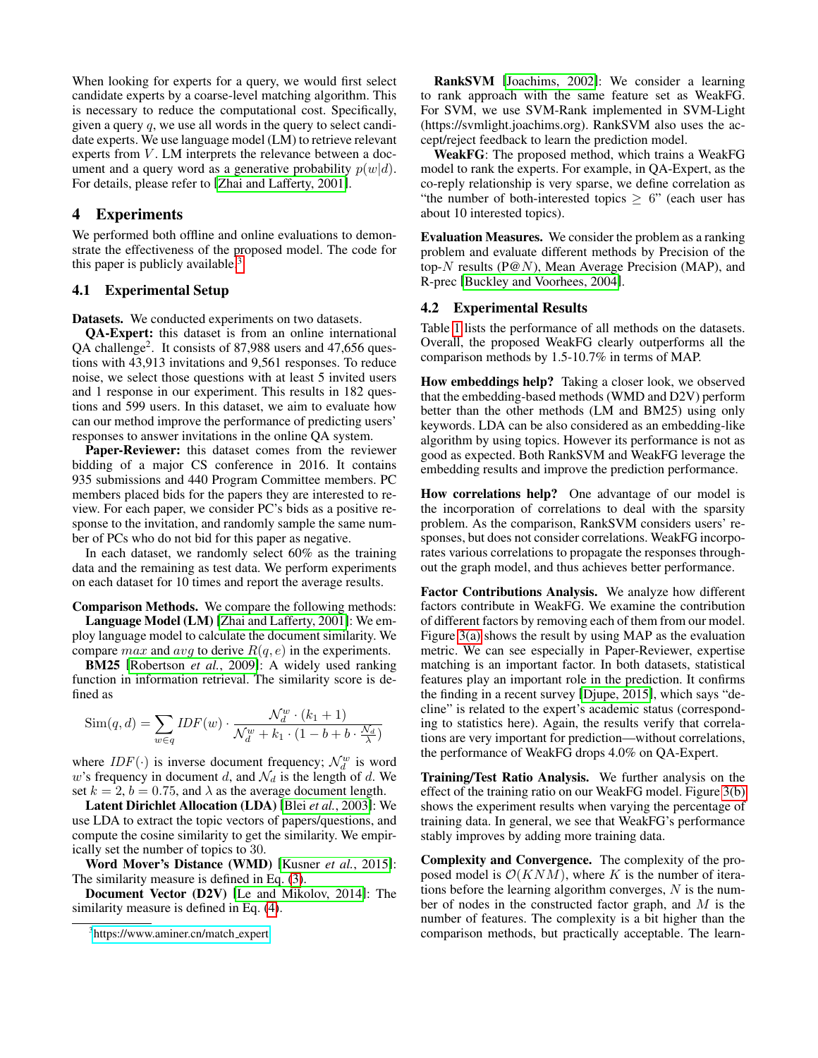When looking for experts for a query, we would first select candidate experts by a coarse-level matching algorithm. This is necessary to reduce the computational cost. Specifically, given a query $q$, we use all words in the query to select candidate experts. We use language model (LM) to retrieve relevant experts from $V$. LM interprets the relevance between a document and a query word as a generative probability $p(w|d)$. For details, please refer to [Zhai and Lafferty, 2001].

# 4 Experiments

We performed both offline and online evaluations to demonstrate the effectiveness of the proposed model. The code for this paper is publicly available.[3]

## 4.1 Experimental Setup

**Datasets.** We conducted experiments on two datasets.

**QA-Expert:** this dataset is from an online international QA challenge[2]. It consists of 87,988 users and 47,656 questions with 43,913 invitations and 9,561 responses. To reduce noise, we select those questions with at least 5 invited users and 1 response in our experiment. This results in 182 questions and 599 users. In this dataset, we aim to evaluate how can our method improve the performance of predicting users' responses to answer invitations in the online QA system.

**Paper-Reviewer:** this dataset comes from the reviewer bidding of a major CS conference in 2016. It contains 935 submissions and 440 Program Committee members. PC members placed bids for the papers they are interested to review. For each paper, we consider PC's bids as a positive response to the invitation, and randomly sample the same number of PCs who do not bid for this paper as negative.

In each dataset, we randomly select 60% as the training data and the remaining as test data. We perform experiments on each dataset for 10 times and report the average results.

**Comparison Methods.** We compare the following methods:

**Language Model (LM)** [Zhai and Lafferty, 2001]: We employ language model to calculate the document similarity. We compare $max$ and $avg$ to derive $R(q, e)$ in the experiments.

**BM25** [Robertson *et al.*, 2009]: A widely used ranking function in information retrieval. The similarity score is defined as

$$\text{Sim}(q, d) = \sum_{w \in q} IDF(w) \cdot \frac{\mathcal{N}_d^w \cdot (k_1 + 1)}{\mathcal{N}_d^w + k_1 \cdot (1 - b + b \cdot \frac{\mathcal{N}_d}{\lambda})}$$

where $IDF(\cdot)$ is inverse document frequency; $\mathcal{N}_d^w$ is word $w$'s frequency in document $d$, and $\mathcal{N}_d$ is the length of $d$. We set $k = 2$, $b = 0.75$, and $\lambda$ as the average document length.

**Latent Dirichlet Allocation (LDA)** [Blei *et al.*, 2003]: We use LDA to extract the topic vectors of papers/questions, and compute the cosine similarity to get the similarity. We empirically set the number of topics to 30.

**Word Mover's Distance (WMD)** [Kusner *et al.*, 2015]: The similarity measure is defined in Eq. (3).

**Document Vector (D2V)** [Le and Mikolov, 2014]: The similarity measure is defined in Eq. (4).

**RankSVM** [Joachims, 2002]: We consider a learning to rank approach with the same feature set as WeakFG. For SVM, we use SVM-Rank implemented in SVM-Light (https://svmlight.joachims.org). RankSVM also uses the accept/reject feedback to learn the prediction model.

**WeakFG**: The proposed method, which trains a WeakFG model to rank the experts. For example, in QA-Expert, as the co-reply relationship is very sparse, we define correlation as "the number of both-interested topics $\geq 6$" (each user has about 10 interested topics).

**Evaluation Measures.** We consider the problem as a ranking problem and evaluate different methods by Precision of the top-$N$ results (P@$N$), Mean Average Precision (MAP), and R-prec [Buckley and Voorhees, 2004].

## 4.2 Experimental Results

Table 1 lists the performance of all methods on the datasets. Overall, the proposed WeakFG clearly outperforms all the comparison methods by 1.5-10.7% in terms of MAP.

**How embeddings help?** Taking a closer look, we observed that the embedding-based methods (WMD and D2V) perform better than the other methods (LM and BM25) using only keywords. LDA can be also considered as an embedding-like algorithm by using topics. However its performance is not as good as expected. Both RankSVM and WeakFG leverage the embedding results and improve the prediction performance.

**How correlations help?** One advantage of our model is the incorporation of correlations to deal with the sparsity problem. As the comparison, RankSVM considers users' responses, but does not consider correlations. WeakFG incorporates various correlations to propagate the responses throughout the graph model, and thus achieves better performance.

**Factor Contributions Analysis.** We analyze how different factors contribute in WeakFG. We examine the contribution of different factors by removing each of them from our model. Figure 3(a) shows the result by using MAP as the evaluation metric. We can see especially in Paper-Reviewer, expertise matching is an important factor. In both datasets, statistical features play an important role in the prediction. It confirms the finding in a recent survey [Djupe, 2015], which says "decline" is related to the expert's academic status (corresponding to statistics here). Again, the results verify that correlations are very important for prediction—without correlations, the performance of WeakFG drops 4.0% on QA-Expert.

**Training/Test Ratio Analysis.** We further analysis on the effect of the training ratio on our WeakFG model. Figure 3(b) shows the experiment results when varying the percentage of training data. In general, we see that WeakFG's performance stably improves by adding more training data.

**Complexity and Convergence.** The complexity of the proposed model is $\mathcal{O}(KNM)$, where $K$ is the number of iterations before the learning algorithm converges, $N$ is the number of nodes in the constructed factor graph, and $M$ is the number of features. The complexity is a bit higher than the comparison methods, but practically acceptable. The learn-

[3] https://www.aminer.cn/match_expert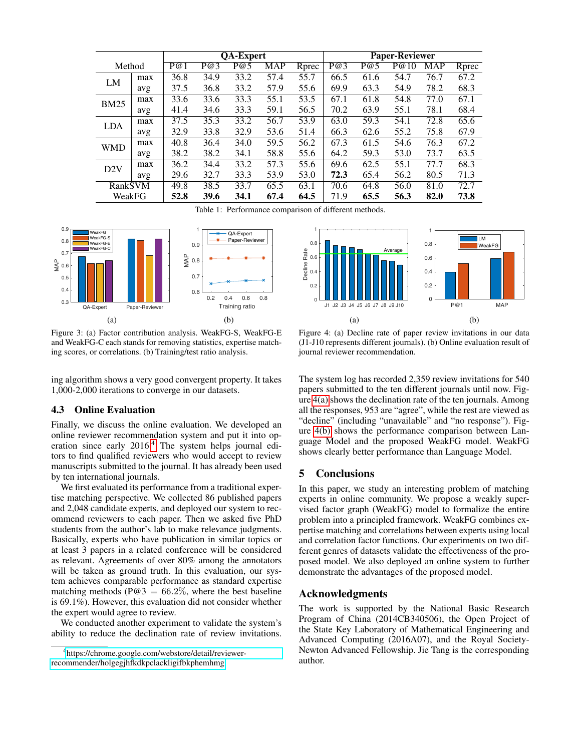| Method | | QA-Expert | | | | | Paper-Reviewer | | | | |
|---|---|---|---|---|---|---|---|---|---|---|---|
| | | P@1 | P@3 | P@5 | MAP | Rprec | P@3 | P@5 | P@10 | MAP | Rprec |
| LM | max | 36.8 | 34.9 | 33.2 | 57.4 | 55.7 | 66.5 | 61.6 | 54.7 | 76.7 | 67.2 |
| | avg | 37.5 | 36.8 | 33.2 | 57.9 | 55.6 | 69.9 | 63.3 | 54.9 | 78.2 | 68.3 |
| BM25 | max | 33.6 | 33.6 | 33.3 | 55.1 | 53.5 | 67.1 | 61.8 | 54.8 | 77.0 | 67.1 |
| | avg | 41.4 | 34.6 | 33.3 | 59.1 | 56.5 | 70.2 | 63.9 | 55.1 | 78.1 | 68.4 |
| LDA | max | 37.5 | 35.3 | 33.2 | 56.7 | 53.9 | 63.0 | 59.3 | 54.1 | 72.8 | 65.6 |
| | avg | 32.9 | 33.8 | 32.9 | 53.6 | 51.4 | 66.3 | 62.6 | 55.2 | 75.8 | 67.9 |
| WMD | max | 40.8 | 36.4 | 34.0 | 59.5 | 56.2 | 67.3 | 61.5 | 54.6 | 76.3 | 67.2 |
| | avg | 38.2 | 38.2 | 34.1 | 58.8 | 55.6 | 64.2 | 59.3 | 53.0 | 73.7 | 63.5 |
| D2V | max | 36.2 | 34.4 | 33.2 | 57.3 | 55.6 | 69.6 | 62.5 | 55.1 | 77.7 | 68.3 |
| | avg | 29.6 | 32.7 | 33.3 | 53.9 | 53.0 | **72.3** | 65.4 | 56.2 | 80.5 | 71.3 |
| RankSVM | | 49.8 | 38.5 | 33.7 | 65.5 | 63.1 | 70.6 | 64.8 | 56.0 | 81.0 | 72.7 |
| WeakFG | | **52.8** | **39.6** | **34.1** | **67.4** | **64.5** | 71.9 | **65.5** | **56.3** | **82.0** | **73.8** |

Table 1: Performance comparison of different methods.

(a) (b)

Figure 3: (a) Factor contribution analysis. WeakFG-S, WeakFG-E and WeakFG-C each stands for removing statistics, expertise matching scores, or correlations. (b) Training/test ratio analysis.

(a) (b)

Figure 4: (a) Decline rate of paper review invitations in our data (J1-J10 represents different journals). (b) Online evaluation result of journal reviewer recommendation.

ing algorithm shows a very good convergent property. It takes 1,000-2,000 iterations to converge in our datasets.

### 4.3 Online Evaluation

Finally, we discuss the online evaluation. We developed an online reviewer recommendation system and put it into operation since early 2016.[4] The system helps journal editors to find qualified reviewers who would accept to review manuscripts submitted to the journal. It has already been used by ten international journals.

We first evaluated its performance from a traditional expertise matching perspective. We collected 86 published papers and 2,048 candidate experts, and deployed our system to recommend reviewers to each paper. Then we asked five PhD students from the author's lab to make relevance judgments. Basically, experts who have publication in similar topics or at least 3 papers in a related conference will be considered as relevant. Agreements of over 80% among the annotators will be taken as ground truth. In this evaluation, our system achieves comparable performance as standard expertise matching methods (P@3 $= 66.2\%$, where the best baseline is $69.1\%$). However, this evaluation did not consider whether the expert would agree to review.

We conducted another experiment to validate the system's ability to reduce the declination rate of review invitations. The system log has recorded 2,359 review invitations for 540 papers submitted to the ten different journals until now. Figure 4(a) shows the declination rate of the ten journals. Among all the responses, 953 are "agree", while the rest are viewed as "decline" (including "unavailable" and "no response"). Figure 4(b) shows the performance comparison between Language Model and the proposed WeakFG model. WeakFG shows clearly better performance than Language Model.

## 5 Conclusions

In this paper, we study an interesting problem of matching experts in online community. We propose a weakly supervised factor graph (WeakFG) model to formalize the entire problem into a principled framework. WeakFG combines expertise matching and correlations between experts using local and correlation factor functions. Our experiments on two different genres of datasets validate the effectiveness of the proposed model. We also deployed an online system to further demonstrate the advantages of the proposed model.

## Acknowledgments

The work is supported by the National Basic Research Program of China (2014CB340506), the Open Project of the State Key Laboratory of Mathematical Engineering and Advanced Computing (2016A07), and the Royal Society-Newton Advanced Fellowship. Jie Tang is the corresponding author.

[4] https://chrome.google.com/webstore/detail/reviewer-recommender/holgegjhfkdkpclackligifbkphemhmg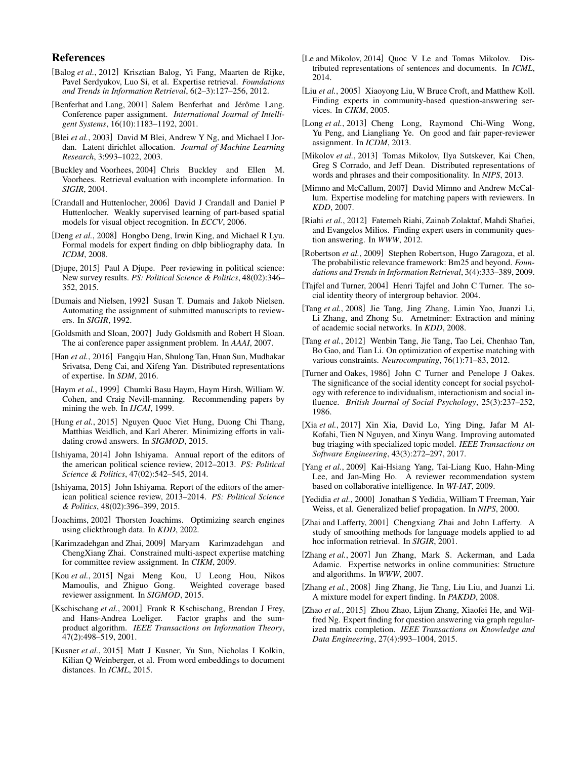## References

[Balog *et al.*, 2012] Krisztian Balog, Yi Fang, Maarten de Rijke, Pavel Serdyukov, Luo Si, et al. Expertise retrieval. *Foundations and Trends in Information Retrieval*, 6(2–3):127–256, 2012.

[Benferhat and Lang, 2001] Salem Benferhat and Jérôme Lang. Conference paper assignment. *International Journal of Intelligent Systems*, 16(10):1183–1192, 2001.

[Blei *et al.*, 2003] David M Blei, Andrew Y Ng, and Michael I Jordan. Latent dirichlet allocation. *Journal of Machine Learning Research*, 3:993–1022, 2003.

[Buckley and Voorhees, 2004] Chris Buckley and Ellen M. Voorhees. Retrieval evaluation with incomplete information. In *SIGIR*, 2004.

[Crandall and Huttenlocher, 2006] David J Crandall and Daniel P Huttenlocher. Weakly supervised learning of part-based spatial models for visual object recognition. In *ECCV*, 2006.

[Deng *et al.*, 2008] Hongbo Deng, Irwin King, and Michael R Lyu. Formal models for expert finding on dblp bibliography data. In *ICDM*, 2008.

[Djupe, 2015] Paul A Djupe. Peer reviewing in political science: New survey results. *PS: Political Science & Politics*, 48(02):346–352, 2015.

[Dumais and Nielsen, 1992] Susan T. Dumais and Jakob Nielsen. Automating the assignment of submitted manuscripts to reviewers. In *SIGIR*, 1992.

[Goldsmith and Sloan, 2007] Judy Goldsmith and Robert H Sloan. The ai conference paper assignment problem. In *AAAI*, 2007.

[Han *et al.*, 2016] Fangqiu Han, Shulong Tan, Huan Sun, Mudhakar Srivatsa, Deng Cai, and Xifeng Yan. Distributed representations of expertise. In *SDM*, 2016.

[Haym *et al.*, 1999] Chumki Basu Haym, Haym Hirsh, William W. Cohen, and Craig Nevill-manning. Recommending papers by mining the web. In *IJCAI*, 1999.

[Hung *et al.*, 2015] Nguyen Quoc Viet Hung, Duong Chi Thang, Matthias Weidlich, and Karl Aberer. Minimizing efforts in validating crowd answers. In *SIGMOD*, 2015.

[Ishiyama, 2014] John Ishiyama. Annual report of the editors of the american political science review, 2012–2013. *PS: Political Science & Politics*, 47(02):542–545, 2014.

[Ishiyama, 2015] John Ishiyama. Report of the editors of the american political science review, 2013–2014. *PS: Political Science & Politics*, 48(02):396–399, 2015.

[Joachims, 2002] Thorsten Joachims. Optimizing search engines using clickthrough data. In *KDD*, 2002.

[Karimzadehgan and Zhai, 2009] Maryam Karimzadehgan and ChengXiang Zhai. Constrained multi-aspect expertise matching for committee review assignment. In *CIKM*, 2009.

[Kou *et al.*, 2015] Ngai Meng Kou, U Leong Hou, Nikos Mamoulis, and Zhiguo Gong. Weighted coverage based reviewer assignment. In *SIGMOD*, 2015.

[Kschischang *et al.*, 2001] Frank R Kschischang, Brendan J Frey, and Hans-Andrea Loeliger. Factor graphs and the sum-product algorithm. *IEEE Transactions on Information Theory*, 47(2):498–519, 2001.

[Kusner *et al.*, 2015] Matt J Kusner, Yu Sun, Nicholas I Kolkin, Kilian Q Weinberger, et al. From word embeddings to document distances. In *ICML*, 2015.

[Le and Mikolov, 2014] Quoc V Le and Tomas Mikolov. Distributed representations of sentences and documents. In *ICML*, 2014.

[Liu *et al.*, 2005] Xiaoyong Liu, W Bruce Croft, and Matthew Koll. Finding experts in community-based question-answering services. In *CIKM*, 2005.

[Long *et al.*, 2013] Cheng Long, Raymond Chi-Wing Wong, Yu Peng, and Liangliang Ye. On good and fair paper-reviewer assignment. In *ICDM*, 2013.

[Mikolov *et al.*, 2013] Tomas Mikolov, Ilya Sutskever, Kai Chen, Greg S Corrado, and Jeff Dean. Distributed representations of words and phrases and their compositionality. In *NIPS*, 2013.

[Mimno and McCallum, 2007] David Mimno and Andrew McCallum. Expertise modeling for matching papers with reviewers. In *KDD*, 2007.

[Riahi *et al.*, 2012] Fatemeh Riahi, Zainab Zolaktaf, Mahdi Shafiei, and Evangelos Milios. Finding expert users in community question answering. In *WWW*, 2012.

[Robertson *et al.*, 2009] Stephen Robertson, Hugo Zaragoza, et al. The probabilistic relevance framework: Bm25 and beyond. *Foundations and Trends in Information Retrieval*, 3(4):333–389, 2009.

[Tajfel and Turner, 2004] Henri Tajfel and John C Turner. The social identity theory of intergroup behavior. 2004.

[Tang *et al.*, 2008] Jie Tang, Jing Zhang, Limin Yao, Juanzi Li, Li Zhang, and Zhong Su. Arnetminer: Extraction and mining of academic social networks. In *KDD*, 2008.

[Tang *et al.*, 2012] Wenbin Tang, Jie Tang, Tao Lei, Chenhao Tan, Bo Gao, and Tian Li. On optimization of expertise matching with various constraints. *Neurocomputing*, 76(1):71–83, 2012.

[Turner and Oakes, 1986] John C Turner and Penelope J Oakes. The significance of the social identity concept for social psychology with reference to individualism, interactionism and social influence. *British Journal of Social Psychology*, 25(3):237–252, 1986.

[Xia *et al.*, 2017] Xin Xia, David Lo, Ying Ding, Jafar M Al-Kofahi, Tien N Nguyen, and Xinyu Wang. Improving automated bug triaging with specialized topic model. *IEEE Transactions on Software Engineering*, 43(3):272–297, 2017.

[Yang *et al.*, 2009] Kai-Hsiang Yang, Tai-Liang Kuo, Hahn-Ming Lee, and Jan-Ming Ho. A reviewer recommendation system based on collaborative intelligence. In *WI-IAT*, 2009.

[Yedidia *et al.*, 2000] Jonathan S Yedidia, William T Freeman, Yair Weiss, et al. Generalized belief propagation. In *NIPS*, 2000.

[Zhai and Lafferty, 2001] Chengxiang Zhai and John Lafferty. A study of smoothing methods for language models applied to ad hoc information retrieval. In *SIGIR*, 2001.

[Zhang *et al.*, 2007] Jun Zhang, Mark S. Ackerman, and Lada Adamic. Expertise networks in online communities: Structure and algorithms. In *WWW*, 2007.

[Zhang *et al.*, 2008] Jing Zhang, Jie Tang, Liu Liu, and Juanzi Li. A mixture model for expert finding. In *PAKDD*, 2008.

[Zhao *et al.*, 2015] Zhou Zhao, Lijun Zhang, Xiaofei He, and Wilfred Ng. Expert finding for question answering via graph regularized matrix completion. *IEEE Transactions on Knowledge and Data Engineering*, 27(4):993–1004, 2015.